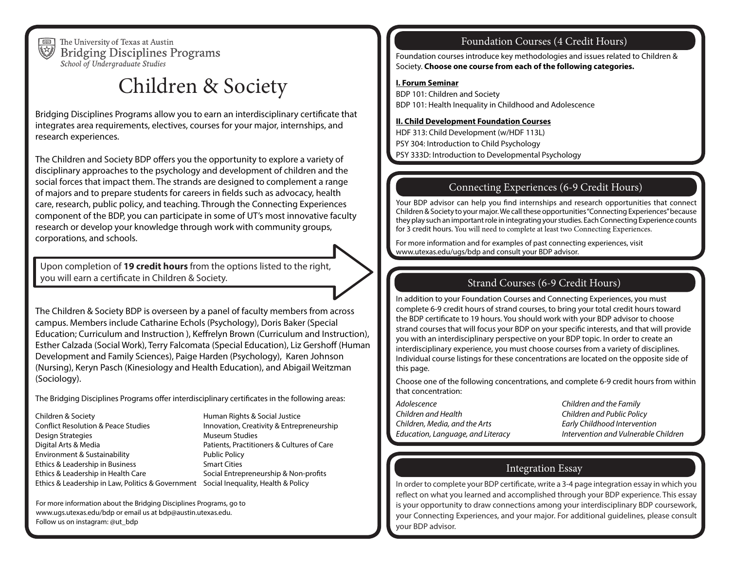The University of Texas at Austin
Bridging Disciplines Programs
*School of Undergraduate Studies*

# Children & Society

Bridging Disciplines Programs allow you to earn an interdisciplinary certificate that integrates area requirements, electives, courses for your major, internships, and research experiences.

The Children and Society BDP offers you the opportunity to explore a variety of disciplinary approaches to the psychology and development of children and the social forces that impact them. The strands are designed to complement a range of majors and to prepare students for careers in fields such as advocacy, health care, research, public policy, and teaching. Through the Connecting Experiences component of the BDP, you can participate in some of UT's most innovative faculty research or develop your knowledge through work with community groups, corporations, and schools.

Upon completion of **19 credit hours** from the options listed to the right, you will earn a certificate in Children & Society.

The Children & Society BDP is overseen by a panel of faculty members from across campus. Members include Catharine Echols (Psychology), Doris Baker (Special Education; Curriculum and Instruction ), Keffrelyn Brown (Curriculum and Instruction), Esther Calzada (Social Work), Terry Falcomata (Special Education), Liz Gershoff (Human Development and Family Sciences), Paige Harden (Psychology), Karen Johnson (Nursing), Keryn Pasch (Kinesiology and Health Education), and Abigail Weitzman (Sociology).

The Bridging Disciplines Programs offer interdisciplinary certificates in the following areas:

- Children & Society
- Conflict Resolution & Peace Studies
- Design Strategies
- Digital Arts & Media
- Environment & Sustainability
- Ethics & Leadership in Business
- Ethics & Leadership in Health Care
- Ethics & Leadership in Law, Politics & Government
- Human Rights & Social Justice
- Innovation, Creativity & Entrepreneurship
- Museum Studies
- Patients, Practitioners & Cultures of Care
- Public Policy
- Smart Cities
- Social Entrepreneurship & Non-profits
- Social Inequality, Health & Policy

For more information about the Bridging Disciplines Programs, go to www.ugs.utexas.edu/bdp or email us at bdp@austin.utexas.edu.
Follow us on instagram: @ut_bdp

## Foundation Courses (4 Credit Hours)

Foundation courses introduce key methodologies and issues related to Children & Society. **Choose one course from each of the following categories.**

**I. Forum Seminar**

BDP 101: Children and Society
BDP 101: Health Inequality in Childhood and Adolescence

**II. Child Development Foundation Courses**

HDF 313: Child Development (w/HDF 113L)
PSY 304: Introduction to Child Psychology
PSY 333D: Introduction to Developmental Psychology

## Connecting Experiences (6-9 Credit Hours)

Your BDP advisor can help you find internships and research opportunities that connect Children & Society to your major. We call these opportunities "Connecting Experiences" because they play such an important role in integrating your studies. Each Connecting Experience counts for 3 credit hours. You will need to complete at least two Connecting Experiences.

For more information and for examples of past connecting experiences, visit www.utexas.edu/ugs/bdp and consult your BDP advisor.

## Strand Courses (6-9 Credit Hours)

In addition to your Foundation Courses and Connecting Experiences, you must complete 6-9 credit hours of strand courses, to bring your total credit hours toward the BDP certificate to 19 hours. You should work with your BDP advisor to choose strand courses that will focus your BDP on your specific interests, and that will provide you with an interdisciplinary perspective on your BDP topic. In order to create an interdisciplinary experience, you must choose courses from a variety of disciplines. Individual course listings for these concentrations are located on the opposite side of this page.

Choose one of the following concentrations, and complete 6-9 credit hours from within that concentration:

- *Adolescence*
- *Children and Health*
- *Children, Media, and the Arts*
- *Education, Language, and Literacy*
- *Children and the Family*
- *Children and Public Policy*
- *Early Childhood Intervention*
- *Intervention and Vulnerable Children*

## Integration Essay

In order to complete your BDP certificate, write a 3-4 page integration essay in which you reflect on what you learned and accomplished through your BDP experience. This essay is your opportunity to draw connections among your interdisciplinary BDP coursework, your Connecting Experiences, and your major. For additional guidelines, please consult your BDP advisor.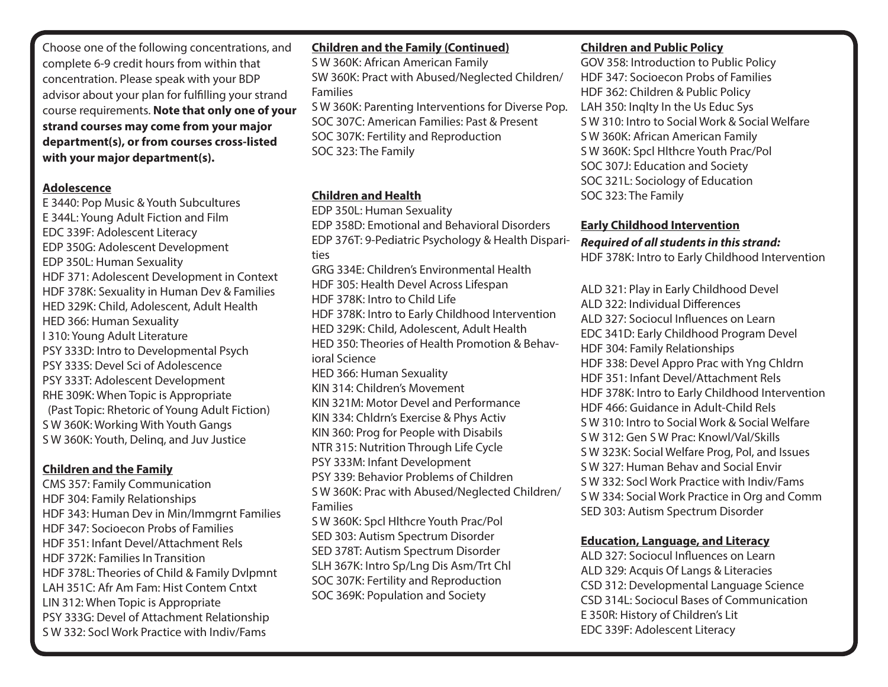Choose one of the following concentrations, and complete 6-9 credit hours from within that concentration. Please speak with your BDP advisor about your plan for fulfilling your strand course requirements. **Note that only one of your strand courses may come from your major department(s), or from courses cross-listed with your major department(s).**

## Adolescence

E 3440: Pop Music & Youth Subcultures
E 344L: Young Adult Fiction and Film
EDC 339F: Adolescent Literacy
EDP 350G: Adolescent Development
EDP 350L: Human Sexuality
HDF 371: Adolescent Development in Context
HDF 378K: Sexuality in Human Dev & Families
HED 329K: Child, Adolescent, Adult Health
HED 366: Human Sexuality
I 310: Young Adult Literature
PSY 333D: Intro to Developmental Psych
PSY 333S: Devel Sci of Adolescence
PSY 333T: Adolescent Development
RHE 309K: When Topic is Appropriate
(Past Topic: Rhetoric of Young Adult Fiction)
S W 360K: Working With Youth Gangs
S W 360K: Youth, Delinq, and Juv Justice

## Children and the Family

CMS 357: Family Communication
HDF 304: Family Relationships
HDF 343: Human Dev in Min/Immgrnt Families
HDF 347: Socioecon Probs of Families
HDF 351: Infant Devel/Attachment Rels
HDF 372K: Families In Transition
HDF 378L: Theories of Child & Family Dvlpmnt
LAH 351C: Afr Am Fam: Hist Contem Cntxt
LIN 312: When Topic is Appropriate
PSY 333G: Devel of Attachment Relationship
S W 332: Socl Work Practice with Indiv/Fams

## Children and the Family (Continued)

S W 360K: African American Family
SW 360K: Pract with Abused/Neglected Children/Families
S W 360K: Parenting Interventions for Diverse Pop.
SOC 307C: American Families: Past & Present
SOC 307K: Fertility and Reproduction
SOC 323: The Family

## Children and Health

EDP 350L: Human Sexuality
EDP 358D: Emotional and Behavioral Disorders
EDP 376T: 9-Pediatric Psychology & Health Disparities
GRG 334E: Children's Environmental Health
HDF 305: Health Devel Across Lifespan
HDF 378K: Intro to Child Life
HDF 378K: Intro to Early Childhood Intervention
HED 329K: Child, Adolescent, Adult Health
HED 350: Theories of Health Promotion & Behavioral Science
HED 366: Human Sexuality
KIN 314: Children's Movement
KIN 321M: Motor Devel and Performance
KIN 334: Chldrn's Exercise & Phys Activ
KIN 360: Prog for People with Disabils
NTR 315: Nutrition Through Life Cycle
PSY 333M: Infant Development
PSY 339: Behavior Problems of Children
S W 360K: Prac with Abused/Neglected Children/Families
S W 360K: Spcl Hlthcre Youth Prac/Pol
SED 303: Autism Spectrum Disorder
SED 378T: Autism Spectrum Disorder
SLH 367K: Intro Sp/Lng Dis Asm/Trt Chl
SOC 307K: Fertility and Reproduction
SOC 369K: Population and Society

## Children and Public Policy

GOV 358: Introduction to Public Policy
HDF 347: Socioecon Probs of Families
HDF 362: Children & Public Policy
LAH 350: Inqlty In the Us Educ Sys
S W 310: Intro to Social Work & Social Welfare
S W 360K: African American Family
S W 360K: Spcl Hlthcre Youth Prac/Pol
SOC 307J: Education and Society
SOC 321L: Sociology of Education
SOC 323: The Family

## Early Childhood Intervention

***Required of all students in this strand:***
HDF 378K: Intro to Early Childhood Intervention

ALD 321: Play in Early Childhood Devel
ALD 322: Individual Differences
ALD 327: Sociocul Influences on Learn
EDC 341D: Early Childhood Program Devel
HDF 304: Family Relationships
HDF 338: Devel Appro Prac with Yng Chldrn
HDF 351: Infant Devel/Attachment Rels
HDF 378K: Intro to Early Childhood Intervention
HDF 466: Guidance in Adult-Child Rels
S W 310: Intro to Social Work & Social Welfare
S W 312: Gen S W Prac: Knowl/Val/Skills
S W 323K: Social Welfare Prog, Pol, and Issues
S W 327: Human Behav and Social Envir
S W 332: Socl Work Practice with Indiv/Fams
S W 334: Social Work Practice in Org and Comm
SED 303: Autism Spectrum Disorder

## Education, Language, and Literacy

ALD 327: Sociocul Influences on Learn
ALD 329: Acquis Of Langs & Literacies
CSD 312: Developmental Language Science
CSD 314L: Sociocul Bases of Communication
E 350R: History of Children's Lit
EDC 339F: Adolescent Literacy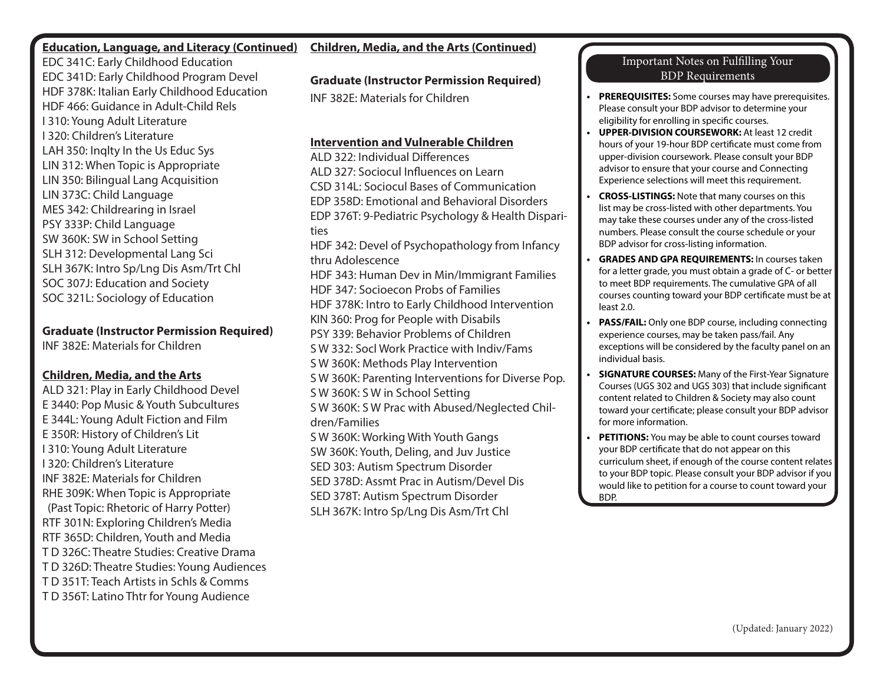## Education, Language, and Literacy (Continued)

EDC 341C: Early Childhood Education
EDC 341D: Early Childhood Program Devel
HDF 378K: Italian Early Childhood Education
HDF 466: Guidance in Adult-Child Rels
I 310: Young Adult Literature
I 320: Children's Literature
LAH 350: Inqlty In the Us Educ Sys
LIN 312: When Topic is Appropriate
LIN 350: Bilingual Lang Acquisition
LIN 373C: Child Language
MES 342: Childrearing in Israel
PSY 333P: Child Language
SW 360K: SW in School Setting
SLH 312: Developmental Lang Sci
SLH 367K: Intro Sp/Lng Dis Asm/Trt Chl
SOC 307J: Education and Society
SOC 321L: Sociology of Education

### Graduate (Instructor Permission Required)

INF 382E: Materials for Children

## Children, Media, and the Arts

ALD 321: Play in Early Childhood Devel
E 3440: Pop Music & Youth Subcultures
E 344L: Young Adult Fiction and Film
E 350R: History of Children's Lit
I 310: Young Adult Literature
I 320: Children's Literature
INF 382E: Materials for Children
RHE 309K: When Topic is Appropriate
(Past Topic: Rhetoric of Harry Potter)
RTF 301N: Exploring Children's Media
RTF 365D: Children, Youth and Media
T D 326C: Theatre Studies: Creative Drama
T D 326D: Theatre Studies: Young Audiences
T D 351T: Teach Artists in Schls & Comms
T D 356T: Latino Thtr for Young Audience

## Children, Media, and the Arts (Continued)

### Graduate (Instructor Permission Required)

INF 382E: Materials for Children

## Intervention and Vulnerable Children

ALD 322: Individual Differences
ALD 327: Sociocul Influences on Learn
CSD 314L: Sociocul Bases of Communication
EDP 358D: Emotional and Behavioral Disorders
EDP 376T: 9-Pediatric Psychology & Health Disparities
HDF 342: Devel of Psychopathology from Infancy thru Adolescence
HDF 343: Human Dev in Min/Immigrant Families
HDF 347: Socioecon Probs of Families
HDF 378K: Intro to Early Childhood Intervention
KIN 360: Prog for People with Disabils
PSY 339: Behavior Problems of Children
S W 332: Socl Work Practice with Indiv/Fams
S W 360K: Methods Play Intervention
S W 360K: Parenting Interventions for Diverse Pop.
S W 360K: S W in School Setting
S W 360K: S W Prac with Abused/Neglected Children/Families
S W 360K: Working With Youth Gangs
SW 360K: Youth, Deling, and Juv Justice
SED 303: Autism Spectrum Disorder
SED 378D: Assmt Prac in Autism/Devel Dis
SED 378T: Autism Spectrum Disorder
SLH 367K: Intro Sp/Lng Dis Asm/Trt Chl

## Important Notes on Fulfilling Your BDP Requirements

- **PREREQUISITES:** Some courses may have prerequisites. Please consult your BDP advisor to determine your eligibility for enrolling in specific courses.
- **UPPER-DIVISION COURSEWORK:** At least 12 credit hours of your 19-hour BDP certificate must come from upper-division coursework. Please consult your BDP advisor to ensure that your course and Connecting Experience selections will meet this requirement.
- **CROSS-LISTINGS:** Note that many courses on this list may be cross-listed with other departments. You may take these courses under any of the cross-listed numbers. Please consult the course schedule or your BDP advisor for cross-listing information.
- **GRADES AND GPA REQUIREMENTS:** In courses taken for a letter grade, you must obtain a grade of C- or better to meet BDP requirements. The cumulative GPA of all courses counting toward your BDP certificate must be at least 2.0.
- **PASS/FAIL:** Only one BDP course, including connecting experience courses, may be taken pass/fail. Any exceptions will be considered by the faculty panel on an individual basis.
- **SIGNATURE COURSES:** Many of the First-Year Signature Courses (UGS 302 and UGS 303) that include significant content related to Children & Society may also count toward your certificate; please consult your BDP advisor for more information.
- **PETITIONS:** You may be able to count courses toward your BDP certificate that do not appear on this curriculum sheet, if enough of the course content relates to your BDP topic. Please consult your BDP advisor if you would like to petition for a course to count toward your BDP.

(Updated: January 2022)